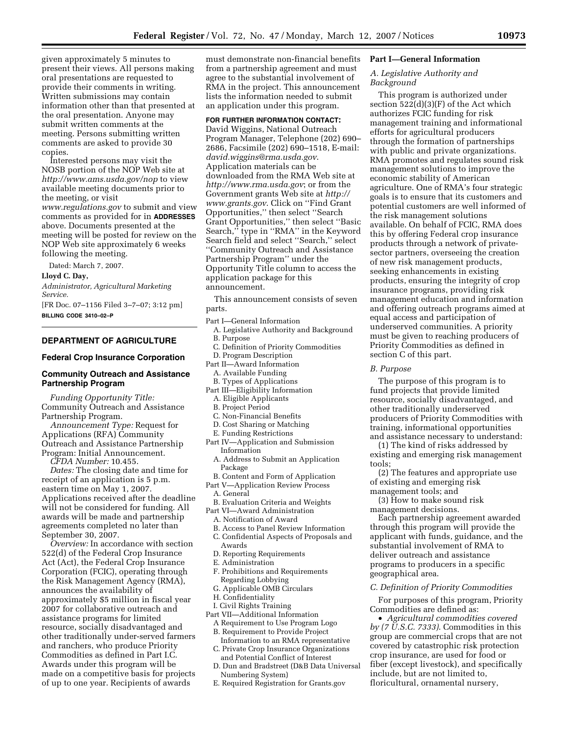given approximately 5 minutes to present their views. All persons making oral presentations are requested to provide their comments in writing. Written submissions may contain information other than that presented at the oral presentation. Anyone may submit written comments at the meeting. Persons submitting written comments are asked to provide 30 copies.

Interested persons may visit the NOSB portion of the NOP Web site at *http://www.ams.usda.gov/nop* to view available meeting documents prior to the meeting, or visit *www.regulations.gov* to submit and view comments as provided for in **ADDRESSES** above. Documents presented at the meeting will be posted for review on the NOP Web site approximately 6 weeks following the meeting.

Dated: March 7, 2007.

**Lloyd C. Day,**

*Administrator, Agricultural Marketing Service.*

[FR Doc. 07–1156 Filed 3–7–07; 3:12 pm]

**BILLING CODE 3410–02–P**

## DEPARTMENT OF AGRICULTURE

### Federal Crop Insurance Corporation

### Community Outreach and Assistance Partnership Program

*Funding Opportunity Title:* Community Outreach and Assistance Partnership Program.

*Announcement Type:* Request for Applications (RFA) Community Outreach and Assistance Partnership Program: Initial Announcement.

*CFDA Number:* 10.455.

*Dates:* The closing date and time for receipt of an application is 5 p.m. eastern time on May 1, 2007. Applications received after the deadline will not be considered for funding. All awards will be made and partnership agreements completed no later than September 30, 2007.

*Overview:* In accordance with section 522(d) of the Federal Crop Insurance Act (Act), the Federal Crop Insurance Corporation (FCIC), operating through the Risk Management Agency (RMA), announces the availability of approximately $5 million in fiscal year 2007 for collaborative outreach and assistance programs for limited resource, socially disadvantaged and other traditionally under-served farmers and ranchers, who produce Priority Commodities as defined in Part I.C. Awards under this program will be made on a competitive basis for projects of up to one year. Recipients of awards must demonstrate non-financial benefits from a partnership agreement and must agree to the substantial involvement of RMA in the project. This announcement lists the information needed to submit an application under this program.

**FOR FURTHER INFORMATION CONTACT:** David Wiggins, National Outreach Program Manager, Telephone (202) 690–2686, Facsimile (202) 690–1518, E-mail: *david.wiggins@rma.usda.gov*. Application materials can be downloaded from the RMA Web site at *http://www.rma.usda.gov*; or from the Government grants Web site at *http://www.grants.gov*. Click on ''Find Grant Opportunities,'' then select ''Search Grant Opportunities,'' then select ''Basic Search,'' type in ''RMA'' in the Keyword Search field and select ''Search,'' select ''Community Outreach and Assistance Partnership Program'' under the Opportunity Title column to access the application package for this announcement.

This announcement consists of seven parts.

- Part I—General Information
  - A. Legislative Authority and Background
  - B. Purpose
  - C. Definition of Priority Commodities
  - D. Program Description
- Part II—Award Information
  - A. Available Funding
  - B. Types of Applications
- Part III—Eligibility Information
  - A. Eligible Applicants
  - B. Project Period
  - C. Non-Financial Benefits
  - D. Cost Sharing or Matching
  - E. Funding Restrictions
- Part IV—Application and Submission Information
  - A. Address to Submit an Application Package
  - B. Content and Form of Application
- Part V—Application Review Process
  - A. General
  - B. Evaluation Criteria and Weights
- Part VI—Award Administration
  - A. Notification of Award
  - B. Access to Panel Review Information
  - C. Confidential Aspects of Proposals and Awards
  - D. Reporting Requirements
  - E. Administration
  - F. Prohibitions and Requirements Regarding Lobbying
  - G. Applicable OMB Circulars
  - H. Confidentiality
  - I. Civil Rights Training
- Part VII—Additional Information
  - A Requirement to Use Program Logo
  - B. Requirement to Provide Project Information to an RMA representative
  - C. Private Crop Insurance Organizations and Potential Conflict of Interest
  - D. Dun and Bradstreet (D&B Data Universal Numbering System)
  - E. Required Registration for Grants.gov

### Part I—General Information

#### *A. Legislative Authority and Background*

This program is authorized under section 522(d)(3)(F) of the Act which authorizes FCIC funding for risk management training and informational efforts for agricultural producers through the formation of partnerships with public and private organizations. RMA promotes and regulates sound risk management solutions to improve the economic stability of American agriculture. One of RMA's four strategic goals is to ensure that its customers and potential customers are well informed of the risk management solutions available. On behalf of FCIC, RMA does this by offering Federal crop insurance products through a network of private-sector partners, overseeing the creation of new risk management products, seeking enhancements in existing products, ensuring the integrity of crop insurance programs, providing risk management education and information and offering outreach programs aimed at equal access and participation of underserved communities. A priority must be given to reaching producers of Priority Commodities as defined in section C of this part.

#### *B. Purpose*

The purpose of this program is to fund projects that provide limited resource, socially disadvantaged, and other traditionally underserved producers of Priority Commodities with training, informational opportunities and assistance necessary to understand:

(1) The kind of risks addressed by existing and emerging risk management tools;

(2) The features and appropriate use of existing and emerging risk management tools; and

(3) How to make sound risk management decisions.

Each partnership agreement awarded through this program will provide the applicant with funds, guidance, and the substantial involvement of RMA to deliver outreach and assistance programs to producers in a specific geographical area.

#### *C. Definition of Priority Commodities*

For purposes of this program, Priority Commodities are defined as:

- *Agricultural commodities covered by (7 U.S.C. 7333).* Commodities in this group are commercial crops that are not covered by catastrophic risk protection crop insurance, are used for food or fiber (except livestock), and specifically include, but are not limited to, floricultural, ornamental nursery,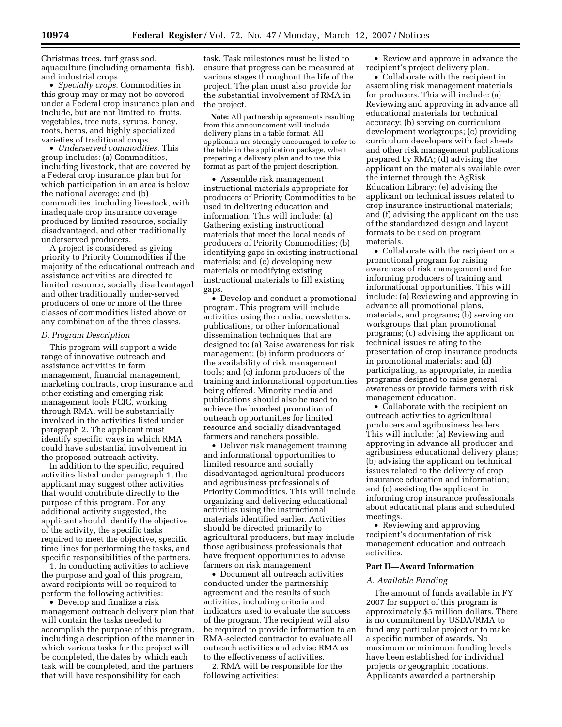Christmas trees, turf grass sod, aquaculture (including ornamental fish), and industrial crops.

- *Specialty crops*. Commodities in this group may or may not be covered under a Federal crop insurance plan and include, but are not limited to, fruits, vegetables, tree nuts, syrups, honey, roots, herbs, and highly specialized varieties of traditional crops.
- *Underserved commodities*. This group includes: (a) Commodities, including livestock, that are covered by a Federal crop insurance plan but for which participation in an area is below the national average; and (b) commodities, including livestock, with inadequate crop insurance coverage produced by limited resource, socially disadvantaged, and other traditionally underserved producers.

A project is considered as giving priority to Priority Commodities if the majority of the educational outreach and assistance activities are directed to limited resource, socially disadvantaged and other traditionally under-served producers of one or more of the three classes of commodities listed above or any combination of the three classes.

*D. Program Description*

This program will support a wide range of innovative outreach and assistance activities in farm management, financial management, marketing contracts, crop insurance and other existing and emerging risk management tools FCIC, working through RMA, will be substantially involved in the activities listed under paragraph 2. The applicant must identify specific ways in which RMA could have substantial involvement in the proposed outreach activity.

In addition to the specific, required activities listed under paragraph 1, the applicant may suggest other activities that would contribute directly to the purpose of this program. For any additional activity suggested, the applicant should identify the objective of the activity, the specific tasks required to meet the objective, specific time lines for performing the tasks, and specific responsibilities of the partners.

1. In conducting activities to achieve the purpose and goal of this program, award recipients will be required to perform the following activities:

- Develop and finalize a risk management outreach delivery plan that will contain the tasks needed to accomplish the purpose of this program, including a description of the manner in which various tasks for the project will be completed, the dates by which each task will be completed, and the partners that will have responsibility for each task. Task milestones must be listed to ensure that progress can be measured at various stages throughout the life of the project. The plan must also provide for the substantial involvement of RMA in the project.

**Note:** All partnership agreements resulting from this announcement will include delivery plans in a table format. All applicants are strongly encouraged to refer to the table in the application package, when preparing a delivery plan and to use this format as part of the project description.

- Assemble risk management instructional materials appropriate for producers of Priority Commodities to be used in delivering education and information. This will include: (a) Gathering existing instructional materials that meet the local needs of producers of Priority Commodities; (b) identifying gaps in existing instructional materials; and (c) developing new materials or modifying existing instructional materials to fill existing gaps.
- Develop and conduct a promotional program. This program will include activities using the media, newsletters, publications, or other informational dissemination techniques that are designed to: (a) Raise awareness for risk management; (b) inform producers of the availability of risk management tools; and (c) inform producers of the training and informational opportunities being offered. Minority media and publications should also be used to achieve the broadest promotion of outreach opportunities for limited resource and socially disadvantaged farmers and ranchers possible.
- Deliver risk management training and informational opportunities to limited resource and socially disadvantaged agricultural producers and agribusiness professionals of Priority Commodities. This will include organizing and delivering educational activities using the instructional materials identified earlier. Activities should be directed primarily to agricultural producers, but may include those agribusiness professionals that have frequent opportunities to advise farmers on risk management.
- Document all outreach activities conducted under the partnership agreement and the results of such activities, including criteria and indicators used to evaluate the success of the program. The recipient will also be required to provide information to an RMA-selected contractor to evaluate all outreach activities and advise RMA as to the effectiveness of activities.

2. RMA will be responsible for the following activities:

- Review and approve in advance the recipient's project delivery plan.
- Collaborate with the recipient in assembling risk management materials for producers. This will include: (a) Reviewing and approving in advance all educational materials for technical accuracy; (b) serving on curriculum development workgroups; (c) providing curriculum developers with fact sheets and other risk management publications prepared by RMA; (d) advising the applicant on the materials available over the internet through the AgRisk Education Library; (e) advising the applicant on technical issues related to crop insurance instructional materials; and (f) advising the applicant on the use of the standardized design and layout formats to be used on program materials.
- Collaborate with the recipient on a promotional program for raising awareness of risk management and for informing producers of training and informational opportunities. This will include: (a) Reviewing and approving in advance all promotional plans, materials, and programs; (b) serving on workgroups that plan promotional programs; (c) advising the applicant on technical issues relating to the presentation of crop insurance products in promotional materials; and (d) participating, as appropriate, in media programs designed to raise general awareness or provide farmers with risk management education.
- Collaborate with the recipient on outreach activities to agricultural producers and agribusiness leaders. This will include: (a) Reviewing and approving in advance all producer and agribusiness educational delivery plans; (b) advising the applicant on technical issues related to the delivery of crop insurance education and information; and (c) assisting the applicant in informing crop insurance professionals about educational plans and scheduled meetings.
- Reviewing and approving recipient's documentation of risk management education and outreach activities.

## Part II—Award Information

*A. Available Funding*

The amount of funds available in FY 2007 for support of this program is approximately $5 million dollars. There is no commitment by USDA/RMA to fund any particular project or to make a specific number of awards. No maximum or minimum funding levels have been established for individual projects or geographic locations. Applicants awarded a partnership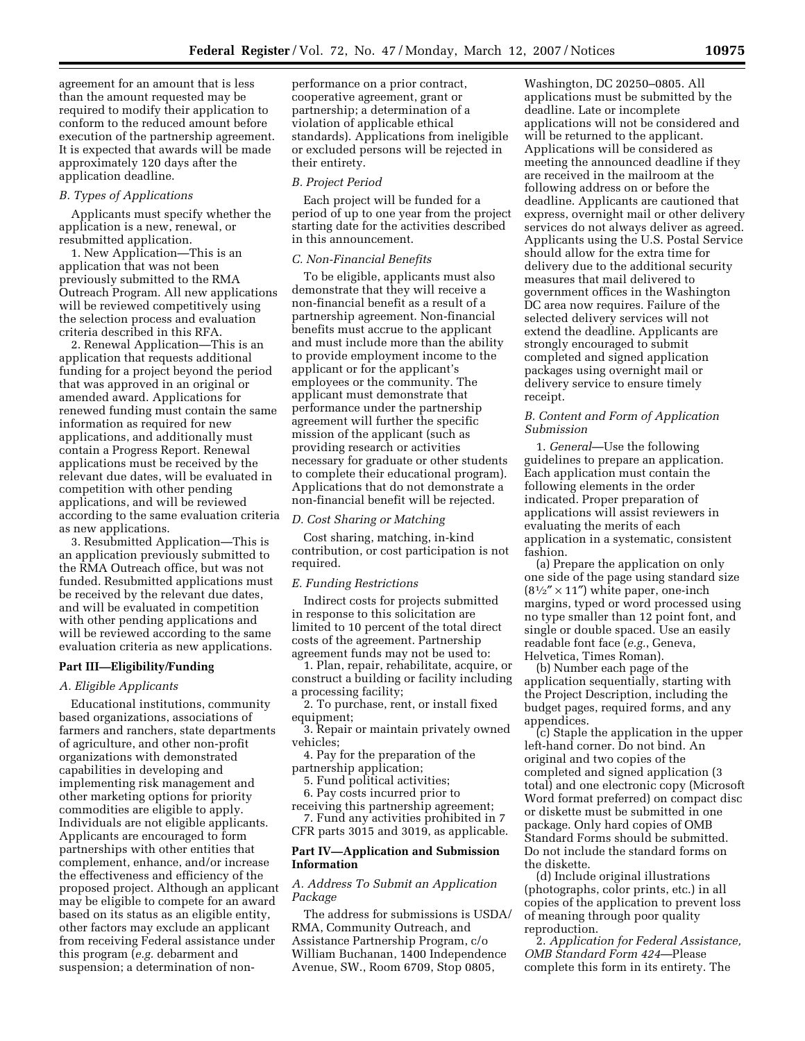agreement for an amount that is less than the amount requested may be required to modify their application to conform to the reduced amount before execution of the partnership agreement. It is expected that awards will be made approximately 120 days after the application deadline.

*B. Types of Applications*

Applicants must specify whether the application is a new, renewal, or resubmitted application.

1. New Application—This is an application that was not been previously submitted to the RMA Outreach Program. All new applications will be reviewed competitively using the selection process and evaluation criteria described in this RFA.

2. Renewal Application—This is an application that requests additional funding for a project beyond the period that was approved in an original or amended award. Applications for renewed funding must contain the same information as required for new applications, and additionally must contain a Progress Report. Renewal applications must be received by the relevant due dates, will be evaluated in competition with other pending applications, and will be reviewed according to the same evaluation criteria as new applications.

3. Resubmitted Application—This is an application previously submitted to the RMA Outreach office, but was not funded. Resubmitted applications must be received by the relevant due dates, and will be evaluated in competition with other pending applications and will be reviewed according to the same evaluation criteria as new applications.

**Part III—Eligibility/Funding**

*A. Eligible Applicants*

Educational institutions, community based organizations, associations of farmers and ranchers, state departments of agriculture, and other non-profit organizations with demonstrated capabilities in developing and implementing risk management and other marketing options for priority commodities are eligible to apply. Individuals are not eligible applicants. Applicants are encouraged to form partnerships with other entities that complement, enhance, and/or increase the effectiveness and efficiency of the proposed project. Although an applicant may be eligible to compete for an award based on its status as an eligible entity, other factors may exclude an applicant from receiving Federal assistance under this program (*e.g.* debarment and suspension; a determination of non-performance on a prior contract, cooperative agreement, grant or partnership; a determination of a violation of applicable ethical standards). Applications from ineligible or excluded persons will be rejected in their entirety.

*B. Project Period*

Each project will be funded for a period of up to one year from the project starting date for the activities described in this announcement.

*C. Non-Financial Benefits*

To be eligible, applicants must also demonstrate that they will receive a non-financial benefit as a result of a partnership agreement. Non-financial benefits must accrue to the applicant and must include more than the ability to provide employment income to the applicant or for the applicant's employees or the community. The applicant must demonstrate that performance under the partnership agreement will further the specific mission of the applicant (such as providing research or activities necessary for graduate or other students to complete their educational program). Applications that do not demonstrate a non-financial benefit will be rejected.

*D. Cost Sharing or Matching*

Cost sharing, matching, in-kind contribution, or cost participation is not required.

*E. Funding Restrictions*

Indirect costs for projects submitted in response to this solicitation are limited to 10 percent of the total direct costs of the agreement. Partnership agreement funds may not be used to:

1. Plan, repair, rehabilitate, acquire, or construct a building or facility including a processing facility;
2. To purchase, rent, or install fixed equipment;
3. Repair or maintain privately owned vehicles;
4. Pay for the preparation of the partnership application;
5. Fund political activities;
6. Pay costs incurred prior to receiving this partnership agreement;
7. Fund any activities prohibited in 7 CFR parts 3015 and 3019, as applicable.

**Part IV—Application and Submission Information**

*A. Address To Submit an Application Package*

The address for submissions is USDA/RMA, Community Outreach, and Assistance Partnership Program, c/o William Buchanan, 1400 Independence Avenue, SW., Room 6709, Stop 0805, Washington, DC 20250–0805. All applications must be submitted by the deadline. Late or incomplete applications will not be considered and will be returned to the applicant. Applications will be considered as meeting the announced deadline if they are received in the mailroom at the following address on or before the deadline. Applicants are cautioned that express, overnight mail or other delivery services do not always deliver as agreed. Applicants using the U.S. Postal Service should allow for the extra time for delivery due to the additional security measures that mail delivered to government offices in the Washington DC area now requires. Failure of the selected delivery services will not extend the deadline. Applicants are strongly encouraged to submit completed and signed application packages using overnight mail or delivery service to ensure timely receipt.

*B. Content and Form of Application Submission*

1. *General*—Use the following guidelines to prepare an application. Each application must contain the following elements in the order indicated. Proper preparation of applications will assist reviewers in evaluating the merits of each application in a systematic, consistent fashion.

(a) Prepare the application on only one side of the page using standard size (8½″ × 11″) white paper, one-inch margins, typed or word processed using no type smaller than 12 point font, and single or double spaced. Use an easily readable font face (*e.g.*, Geneva, Helvetica, Times Roman).

(b) Number each page of the application sequentially, starting with the Project Description, including the budget pages, required forms, and any appendices.

(c) Staple the application in the upper left-hand corner. Do not bind. An original and two copies of the completed and signed application (3 total) and one electronic copy (Microsoft Word format preferred) on compact disc or diskette must be submitted in one package. Only hard copies of OMB Standard Forms should be submitted. Do not include the standard forms on the diskette.

(d) Include original illustrations (photographs, color prints, etc.) in all copies of the application to prevent loss of meaning through poor quality reproduction.

2. *Application for Federal Assistance, OMB Standard Form 424*—Please complete this form in its entirety. The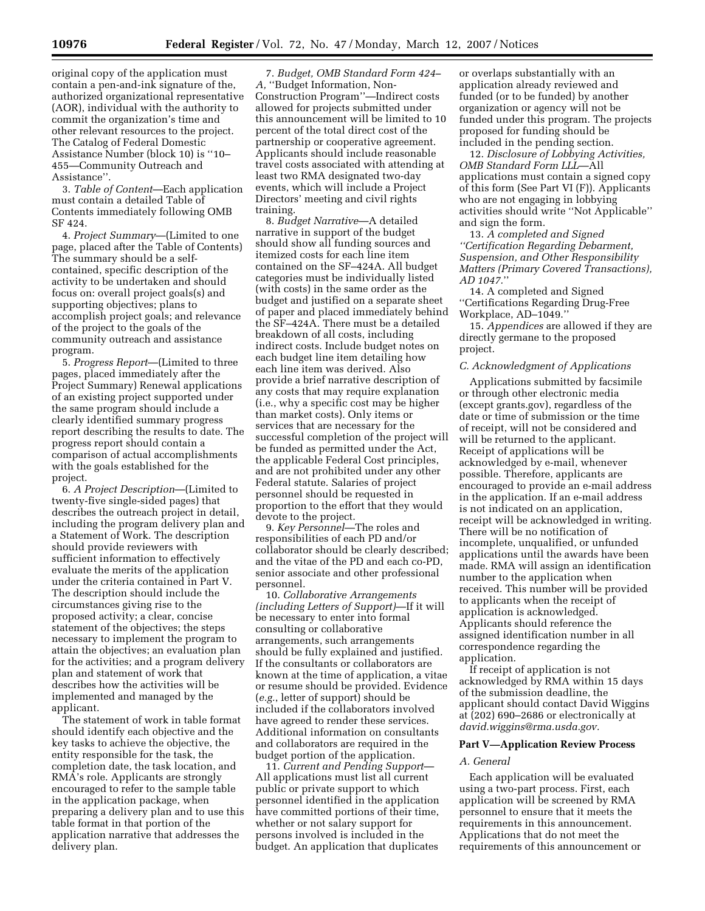original copy of the application must contain a pen-and-ink signature of the, authorized organizational representative (AOR), individual with the authority to commit the organization's time and other relevant resources to the project. The Catalog of Federal Domestic Assistance Number (block 10) is ''10–455—Community Outreach and Assistance''.

3. *Table of Content*—Each application must contain a detailed Table of Contents immediately following OMB SF 424.

4. *Project Summary*—(Limited to one page, placed after the Table of Contents) The summary should be a self-contained, specific description of the activity to be undertaken and should focus on: overall project goals(s) and supporting objectives; plans to accomplish project goals; and relevance of the project to the goals of the community outreach and assistance program.

5. *Progress Report*—(Limited to three pages, placed immediately after the Project Summary) Renewal applications of an existing project supported under the same program should include a clearly identified summary progress report describing the results to date. The progress report should contain a comparison of actual accomplishments with the goals established for the project.

6. *A Project Description*—(Limited to twenty-five single-sided pages) that describes the outreach project in detail, including the program delivery plan and a Statement of Work. The description should provide reviewers with sufficient information to effectively evaluate the merits of the application under the criteria contained in Part V. The description should include the circumstances giving rise to the proposed activity; a clear, concise statement of the objectives; the steps necessary to implement the program to attain the objectives; an evaluation plan for the activities; and a program delivery plan and statement of work that describes how the activities will be implemented and managed by the applicant.

The statement of work in table format should identify each objective and the key tasks to achieve the objective, the entity responsible for the task, the completion date, the task location, and RMA's role. Applicants are strongly encouraged to refer to the sample table in the application package, when preparing a delivery plan and to use this table format in that portion of the application narrative that addresses the delivery plan.

7. *Budget, OMB Standard Form 424–A,* ''Budget Information, Non-Construction Program''—Indirect costs allowed for projects submitted under this announcement will be limited to 10 percent of the total direct cost of the partnership or cooperative agreement. Applicants should include reasonable travel costs associated with attending at least two RMA designated two-day events, which will include a Project Directors' meeting and civil rights training.

8. *Budget Narrative*—A detailed narrative in support of the budget should show all funding sources and itemized costs for each line item contained on the SF–424A. All budget categories must be individually listed (with costs) in the same order as the budget and justified on a separate sheet of paper and placed immediately behind the SF–424A. There must be a detailed breakdown of all costs, including indirect costs. Include budget notes on each budget line item detailing how each line item was derived. Also provide a brief narrative description of any costs that may require explanation (i.e., why a specific cost may be higher than market costs). Only items or services that are necessary for the successful completion of the project will be funded as permitted under the Act, the applicable Federal Cost principles, and are not prohibited under any other Federal statute. Salaries of project personnel should be requested in proportion to the effort that they would devote to the project.

9. *Key Personnel*—The roles and responsibilities of each PD and/or collaborator should be clearly described; and the vitae of the PD and each co-PD, senior associate and other professional personnel.

10. *Collaborative Arrangements (including Letters of Support)*—If it will be necessary to enter into formal consulting or collaborative arrangements, such arrangements should be fully explained and justified. If the consultants or collaborators are known at the time of application, a vitae or resume should be provided. Evidence (*e.g.*, letter of support) should be included if the collaborators involved have agreed to render these services. Additional information on consultants and collaborators are required in the budget portion of the application.

11. *Current and Pending Support*—All applications must list all current public or private support to which personnel identified in the application have committed portions of their time, whether or not salary support for persons involved is included in the budget. An application that duplicates or overlaps substantially with an application already reviewed and funded (or to be funded) by another organization or agency will not be funded under this program. The projects proposed for funding should be included in the pending section.

12. *Disclosure of Lobbying Activities, OMB Standard Form LLL*—All applications must contain a signed copy of this form (See Part VI (F)). Applicants who are not engaging in lobbying activities should write ''Not Applicable'' and sign the form.

13. *A completed and Signed ''Certification Regarding Debarment, Suspension, and Other Responsibility Matters (Primary Covered Transactions), AD 1047.''*

14. A completed and Signed ''Certifications Regarding Drug-Free Workplace, AD–1049.''

15. *Appendices* are allowed if they are directly germane to the proposed project.

### *C. Acknowledgment of Applications*

Applications submitted by facsimile or through other electronic media (except grants.gov), regardless of the date or time of submission or the time of receipt, will not be considered and will be returned to the applicant. Receipt of applications will be acknowledged by e-mail, whenever possible. Therefore, applicants are encouraged to provide an e-mail address in the application. If an e-mail address is not indicated on an application, receipt will be acknowledged in writing. There will be no notification of incomplete, unqualified, or unfunded applications until the awards have been made. RMA will assign an identification number to the application when received. This number will be provided to applicants when the receipt of application is acknowledged. Applicants should reference the assigned identification number in all correspondence regarding the application.

If receipt of application is not acknowledged by RMA within 15 days of the submission deadline, the applicant should contact David Wiggins at (202) 690–2686 or electronically at *david.wiggins@rma.usda.gov.*

## Part V—Application Review Process

### *A. General*

Each application will be evaluated using a two-part process. First, each application will be screened by RMA personnel to ensure that it meets the requirements in this announcement. Applications that do not meet the requirements of this announcement or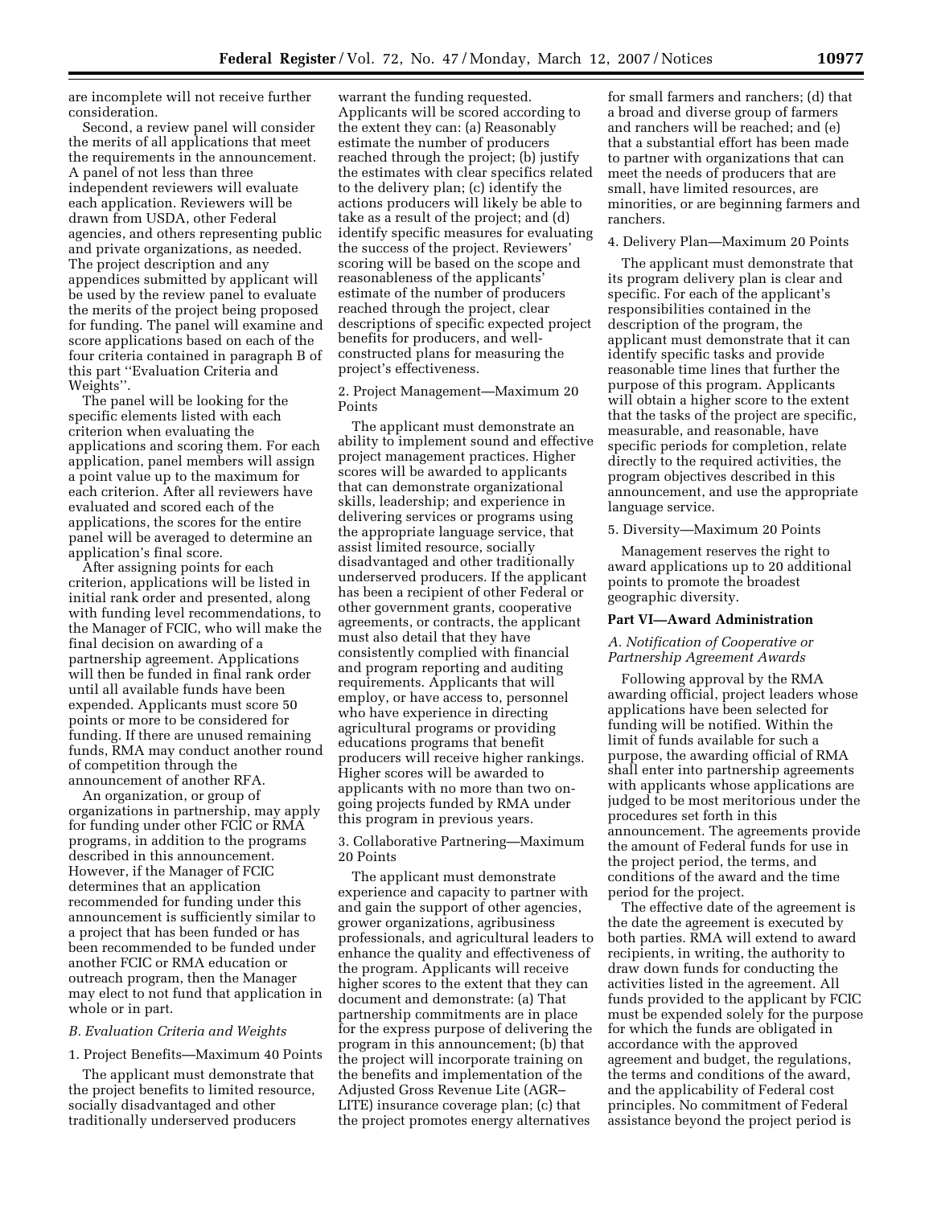are incomplete will not receive further consideration.

Second, a review panel will consider the merits of all applications that meet the requirements in the announcement. A panel of not less than three independent reviewers will evaluate each application. Reviewers will be drawn from USDA, other Federal agencies, and others representing public and private organizations, as needed. The project description and any appendices submitted by applicant will be used by the review panel to evaluate the merits of the project being proposed for funding. The panel will examine and score applications based on each of the four criteria contained in paragraph B of this part ''Evaluation Criteria and Weights''.

The panel will be looking for the specific elements listed with each criterion when evaluating the applications and scoring them. For each application, panel members will assign a point value up to the maximum for each criterion. After all reviewers have evaluated and scored each of the applications, the scores for the entire panel will be averaged to determine an application's final score.

After assigning points for each criterion, applications will be listed in initial rank order and presented, along with funding level recommendations, to the Manager of FCIC, who will make the final decision on awarding of a partnership agreement. Applications will then be funded in final rank order until all available funds have been expended. Applicants must score 50 points or more to be considered for funding. If there are unused remaining funds, RMA may conduct another round of competition through the announcement of another RFA.

An organization, or group of organizations in partnership, may apply for funding under other FCIC or RMA programs, in addition to the programs described in this announcement. However, if the Manager of FCIC determines that an application recommended for funding under this announcement is sufficiently similar to a project that has been funded or has been recommended to be funded under another FCIC or RMA education or outreach program, then the Manager may elect to not fund that application in whole or in part.

*B. Evaluation Criteria and Weights*

1. Project Benefits—Maximum 40 Points

The applicant must demonstrate that the project benefits to limited resource, socially disadvantaged and other traditionally underserved producers warrant the funding requested. Applicants will be scored according to the extent they can: (a) Reasonably estimate the number of producers reached through the project; (b) justify the estimates with clear specifics related to the delivery plan; (c) identify the actions producers will likely be able to take as a result of the project; and (d) identify specific measures for evaluating the success of the project. Reviewers' scoring will be based on the scope and reasonableness of the applicants' estimate of the number of producers reached through the project, clear descriptions of specific expected project benefits for producers, and well-constructed plans for measuring the project's effectiveness.

2. Project Management—Maximum 20 Points

The applicant must demonstrate an ability to implement sound and effective project management practices. Higher scores will be awarded to applicants that can demonstrate organizational skills, leadership; and experience in delivering services or programs using the appropriate language service, that assist limited resource, socially disadvantaged and other traditionally underserved producers. If the applicant has been a recipient of other Federal or other government grants, cooperative agreements, or contracts, the applicant must also detail that they have consistently complied with financial and program reporting and auditing requirements. Applicants that will employ, or have access to, personnel who have experience in directing agricultural programs or providing educations programs that benefit producers will receive higher rankings. Higher scores will be awarded to applicants with no more than two on-going projects funded by RMA under this program in previous years.

3. Collaborative Partnering—Maximum 20 Points

The applicant must demonstrate experience and capacity to partner with and gain the support of other agencies, grower organizations, agribusiness professionals, and agricultural leaders to enhance the quality and effectiveness of the program. Applicants will receive higher scores to the extent that they can document and demonstrate: (a) That partnership commitments are in place for the express purpose of delivering the program in this announcement; (b) that the project will incorporate training on the benefits and implementation of the Adjusted Gross Revenue Lite (AGR–LITE) insurance coverage plan; (c) that the project promotes energy alternatives for small farmers and ranchers; (d) that a broad and diverse group of farmers and ranchers will be reached; and (e) that a substantial effort has been made to partner with organizations that can meet the needs of producers that are small, have limited resources, are minorities, or are beginning farmers and ranchers.

4. Delivery Plan—Maximum 20 Points

The applicant must demonstrate that its program delivery plan is clear and specific. For each of the applicant's responsibilities contained in the description of the program, the applicant must demonstrate that it can identify specific tasks and provide reasonable time lines that further the purpose of this program. Applicants will obtain a higher score to the extent that the tasks of the project are specific, measurable, and reasonable, have specific periods for completion, relate directly to the required activities, the program objectives described in this announcement, and use the appropriate language service.

5. Diversity—Maximum 20 Points

Management reserves the right to award applications up to 20 additional points to promote the broadest geographic diversity.

## Part VI—Award Administration

*A. Notification of Cooperative or Partnership Agreement Awards*

Following approval by the RMA awarding official, project leaders whose applications have been selected for funding will be notified. Within the limit of funds available for such a purpose, the awarding official of RMA shall enter into partnership agreements with applicants whose applications are judged to be most meritorious under the procedures set forth in this announcement. The agreements provide the amount of Federal funds for use in the project period, the terms, and conditions of the award and the time period for the project.

The effective date of the agreement is the date the agreement is executed by both parties. RMA will extend to award recipients, in writing, the authority to draw down funds for conducting the activities listed in the agreement. All funds provided to the applicant by FCIC must be expended solely for the purpose for which the funds are obligated in accordance with the approved agreement and budget, the regulations, the terms and conditions of the award, and the applicability of Federal cost principles. No commitment of Federal assistance beyond the project period is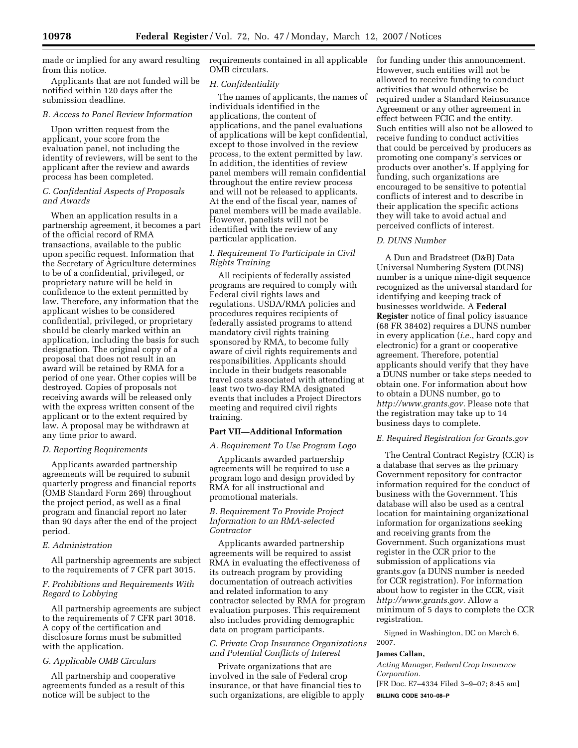made or implied for any award resulting from this notice.

Applicants that are not funded will be notified within 120 days after the submission deadline.

### B. Access to Panel Review Information

Upon written request from the applicant, your score from the evaluation panel, not including the identity of reviewers, will be sent to the applicant after the review and awards process has been completed.

### C. Confidential Aspects of Proposals and Awards

When an application results in a partnership agreement, it becomes a part of the official record of RMA transactions, available to the public upon specific request. Information that the Secretary of Agriculture determines to be of a confidential, privileged, or proprietary nature will be held in confidence to the extent permitted by law. Therefore, any information that the applicant wishes to be considered confidential, privileged, or proprietary should be clearly marked within an application, including the basis for such designation. The original copy of a proposal that does not result in an award will be retained by RMA for a period of one year. Other copies will be destroyed. Copies of proposals not receiving awards will be released only with the express written consent of the applicant or to the extent required by law. A proposal may be withdrawn at any time prior to award.

### D. Reporting Requirements

Applicants awarded partnership agreements will be required to submit quarterly progress and financial reports (OMB Standard Form 269) throughout the project period, as well as a final program and financial report no later than 90 days after the end of the project period.

### E. Administration

All partnership agreements are subject to the requirements of 7 CFR part 3015.

### F. Prohibitions and Requirements With Regard to Lobbying

All partnership agreements are subject to the requirements of 7 CFR part 3018. A copy of the certification and disclosure forms must be submitted with the application.

### G. Applicable OMB Circulars

All partnership and cooperative agreements funded as a result of this notice will be subject to the requirements contained in all applicable OMB circulars.

### H. Confidentiality

The names of applicants, the names of individuals identified in the applications, the content of applications, and the panel evaluations of applications will be kept confidential, except to those involved in the review process, to the extent permitted by law. In addition, the identities of review panel members will remain confidential throughout the entire review process and will not be released to applicants. At the end of the fiscal year, names of panel members will be made available. However, panelists will not be identified with the review of any particular application.

### I. Requirement To Participate in Civil Rights Training

All recipients of federally assisted programs are required to comply with Federal civil rights laws and regulations. USDA/RMA policies and procedures requires recipients of federally assisted programs to attend mandatory civil rights training sponsored by RMA, to become fully aware of civil rights requirements and responsibilities. Applicants should include in their budgets reasonable travel costs associated with attending at least two two-day RMA designated events that includes a Project Directors meeting and required civil rights training.

## Part VII—Additional Information

### A. Requirement To Use Program Logo

Applicants awarded partnership agreements will be required to use a program logo and design provided by RMA for all instructional and promotional materials.

### B. Requirement To Provide Project Information to an RMA-selected Contractor

Applicants awarded partnership agreements will be required to assist RMA in evaluating the effectiveness of its outreach program by providing documentation of outreach activities and related information to any contractor selected by RMA for program evaluation purposes. This requirement also includes providing demographic data on program participants.

### C. Private Crop Insurance Organizations and Potential Conflicts of Interest

Private organizations that are involved in the sale of Federal crop insurance, or that have financial ties to such organizations, are eligible to apply for funding under this announcement. However, such entities will not be allowed to receive funding to conduct activities that would otherwise be required under a Standard Reinsurance Agreement or any other agreement in effect between FCIC and the entity. Such entities will also not be allowed to receive funding to conduct activities that could be perceived by producers as promoting one company's services or products over another's. If applying for funding, such organizations are encouraged to be sensitive to potential conflicts of interest and to describe in their application the specific actions they will take to avoid actual and perceived conflicts of interest.

### D. DUNS Number

A Dun and Bradstreet (D&B) Data Universal Numbering System (DUNS) number is a unique nine-digit sequence recognized as the universal standard for identifying and keeping track of businesses worldwide. A **Federal Register** notice of final policy issuance (68 FR 38402) requires a DUNS number in every application (*i.e.*, hard copy and electronic) for a grant or cooperative agreement. Therefore, potential applicants should verify that they have a DUNS number or take steps needed to obtain one. For information about how to obtain a DUNS number, go to *http://www.grants.gov.* Please note that the registration may take up to 14 business days to complete.

### E. Required Registration for Grants.gov

The Central Contract Registry (CCR) is a database that serves as the primary Government repository for contractor information required for the conduct of business with the Government. This database will also be used as a central location for maintaining organizational information for organizations seeking and receiving grants from the Government. Such organizations must register in the CCR prior to the submission of applications via grants.gov (a DUNS number is needed for CCR registration). For information about how to register in the CCR, visit *http://www.grants.gov.* Allow a minimum of 5 days to complete the CCR registration.

Signed in Washington, DC on March 6, 2007.

**James Callan,**

*Acting Manager, Federal Crop Insurance Corporation.*

[FR Doc. E7–4334 Filed 3–9–07; 8:45 am]

**BILLING CODE 3410–08–P**